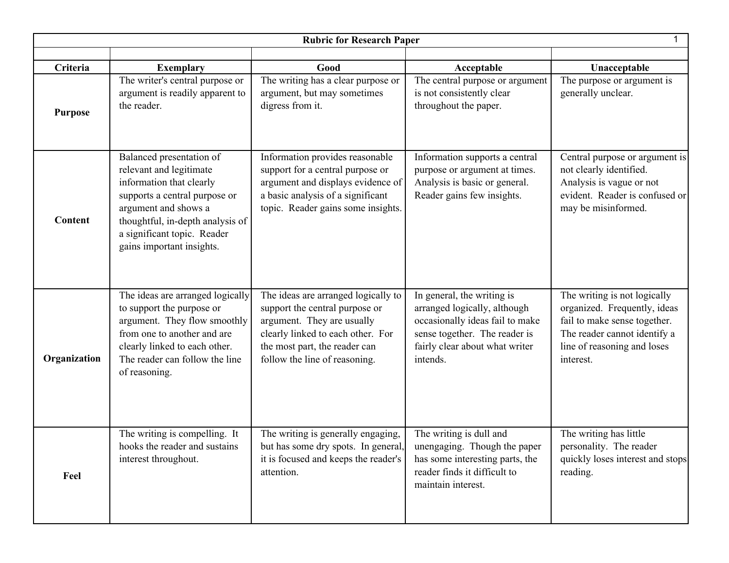## Rubric for Research Paper

| Criteria | Exemplary | Good | Acceptable | Unacceptable |
|---|---|---|---|---|
| **Purpose** | The writer's central purpose or argument is readily apparent to the reader. | The writing has a clear purpose or argument, but may sometimes digress from it. | The central purpose or argument is not consistently clear throughout the paper. | The purpose or argument is generally unclear. |
| **Content** | Balanced presentation of relevant and legitimate information that clearly supports a central purpose or argument and shows a thoughtful, in-depth analysis of a significant topic. Reader gains important insights. | Information provides reasonable support for a central purpose or argument and displays evidence of a basic analysis of a significant topic. Reader gains some insights. | Information supports a central purpose or argument at times. Analysis is basic or general. Reader gains few insights. | Central purpose or argument is not clearly identified. Analysis is vague or not evident. Reader is confused or may be misinformed. |
| **Organization** | The ideas are arranged logically to support the purpose or argument. They flow smoothly from one to another and are clearly linked to each other. The reader can follow the line of reasoning. | The ideas are arranged logically to support the central purpose or argument. They are usually clearly linked to each other. For the most part, the reader can follow the line of reasoning. | In general, the writing is arranged logically, although occasionally ideas fail to make sense together. The reader is fairly clear about what writer intends. | The writing is not logically organized. Frequently, ideas fail to make sense together. The reader cannot identify a line of reasoning and loses interest. |
| **Feel** | The writing is compelling. It hooks the reader and sustains interest throughout. | The writing is generally engaging, but has some dry spots. In general, it is focused and keeps the reader's attention. | The writing is dull and unengaging. Though the paper has some interesting parts, the reader finds it difficult to maintain interest. | The writing has little personality. The reader quickly loses interest and stops reading. |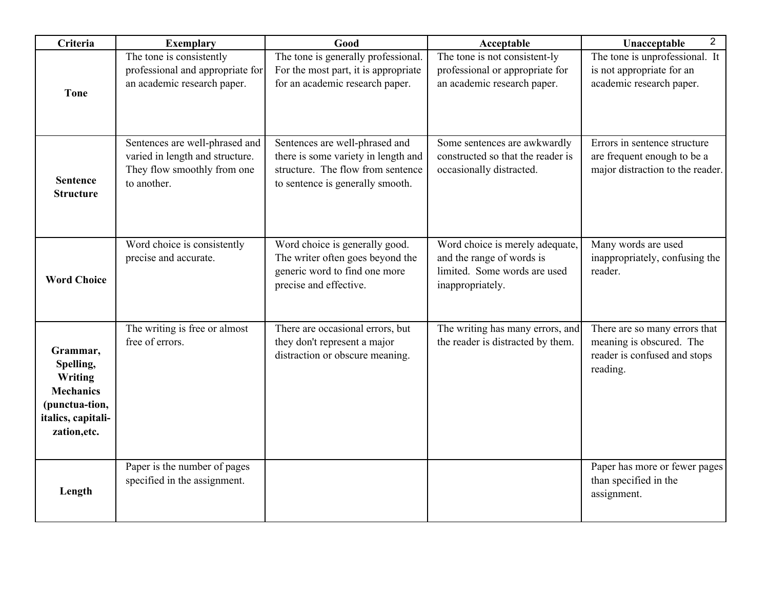| Criteria | Exemplary | Good | Acceptable | Unacceptable |
|---|---|---|---|---|
| **Tone** | The tone is consistently professional and appropriate for an academic research paper. | The tone is generally professional. For the most part, it is appropriate for an academic research paper. | The tone is not consistent-ly professional or appropriate for an academic research paper. | The tone is unprofessional. It is not appropriate for an academic research paper. |
| **Sentence Structure** | Sentences are well-phrased and varied in length and structure. They flow smoothly from one to another. | Sentences are well-phrased and there is some variety in length and structure. The flow from sentence to sentence is generally smooth. | Some sentences are awkwardly constructed so that the reader is occasionally distracted. | Errors in sentence structure are frequent enough to be a major distraction to the reader. |
| **Word Choice** | Word choice is consistently precise and accurate. | Word choice is generally good. The writer often goes beyond the generic word to find one more precise and effective. | Word choice is merely adequate, and the range of words is limited. Some words are used inappropriately. | Many words are used inappropriately, confusing the reader. |
| **Grammar, Spelling, Writing Mechanics (punctua-tion, italics, capitali-zation,etc.** | The writing is free or almost free of errors. | There are occasional errors, but they don't represent a major distraction or obscure meaning. | The writing has many errors, and the reader is distracted by them. | There are so many errors that meaning is obscured. The reader is confused and stops reading. |
| **Length** | Paper is the number of pages specified in the assignment. | | | Paper has more or fewer pages than specified in the assignment. |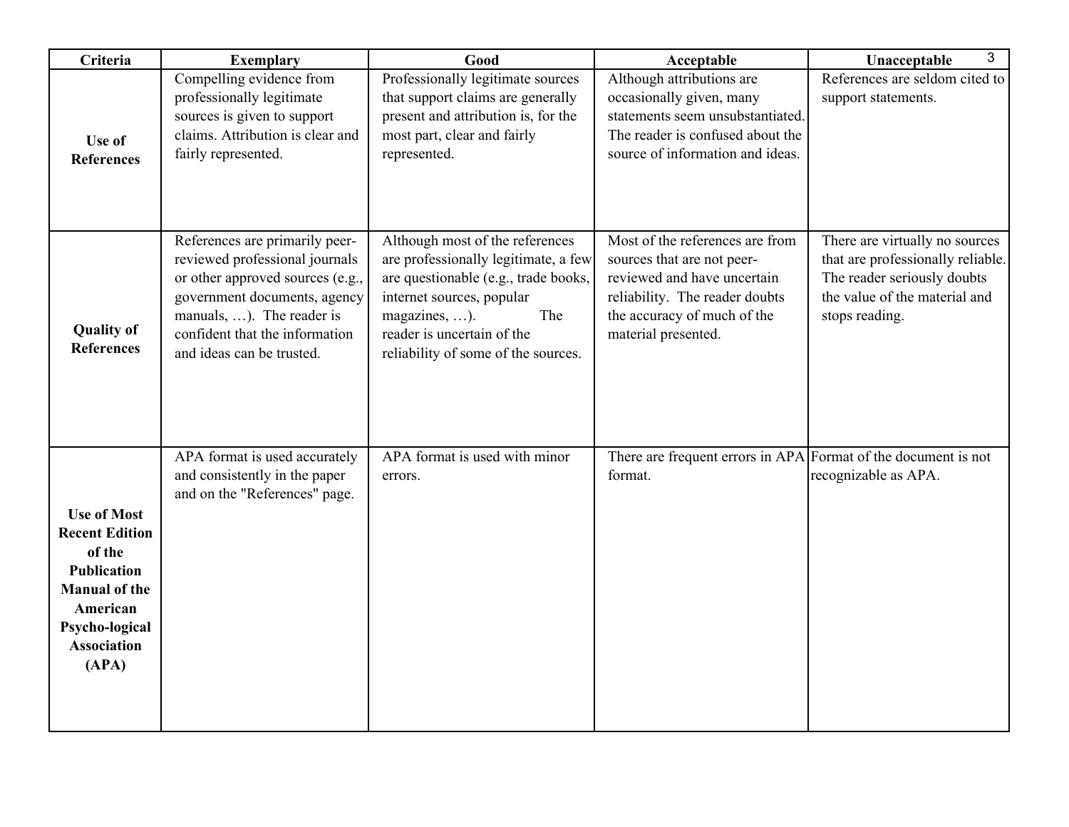| Criteria | Exemplary | Good | Acceptable | Unacceptable |
|---|---|---|---|---|
| **Use of References** | Compelling evidence from professionally legitimate sources is given to support claims. Attribution is clear and fairly represented. | Professionally legitimate sources that support claims are generally present and attribution is, for the most part, clear and fairly represented. | Although attributions are occasionally given, many statements seem unsubstantiated. The reader is confused about the source of information and ideas. | References are seldom cited to support statements. |
| **Quality of References** | References are primarily peer-reviewed professional journals or other approved sources (e.g., government documents, agency manuals, …). The reader is confident that the information and ideas can be trusted. | Although most of the references are professionally legitimate, a few are questionable (e.g., trade books, internet sources, popular magazines, …). The reader is uncertain of the reliability of some of the sources. | Most of the references are from sources that are not peer-reviewed and have uncertain reliability. The reader doubts the accuracy of much of the material presented. | There are virtually no sources that are professionally reliable. The reader seriously doubts the value of the material and stops reading. |
| **Use of Most Recent Edition of the Publication Manual of the American Psycho-logical Association (APA)** | APA format is used accurately and consistently in the paper and on the "References" page. | APA format is used with minor errors. | There are frequent errors in APA format. | Format of the document is not recognizable as APA. |